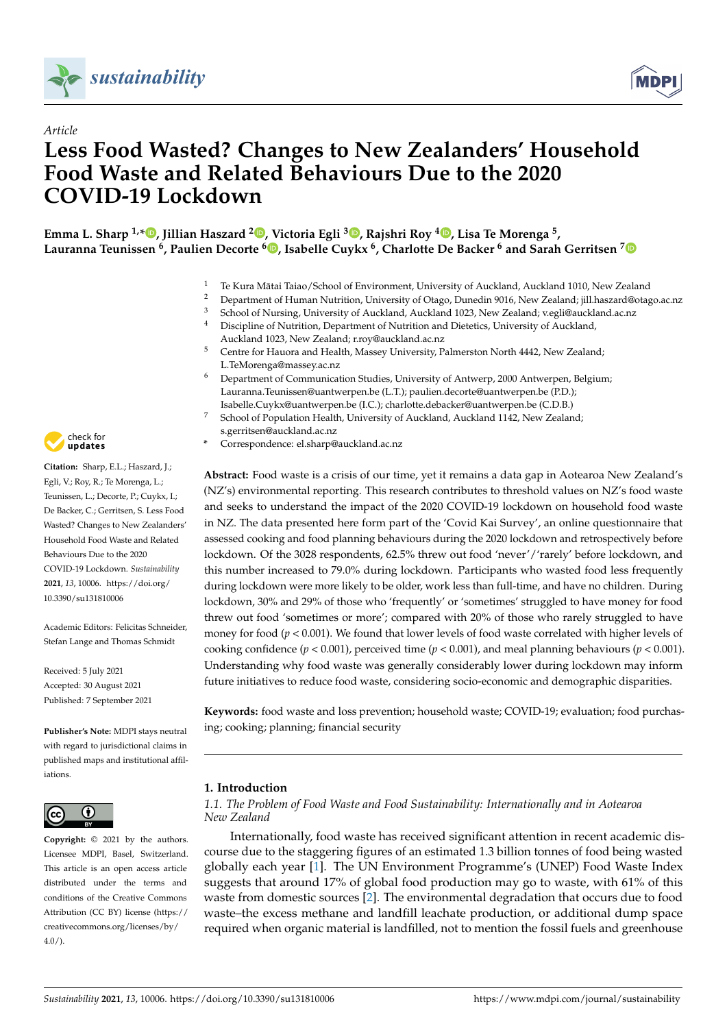*Article*

# Less Food Wasted? Changes to New Zealanders' Household Food Waste and Related Behaviours Due to the 2020 COVID-19 Lockdown

**Emma L. Sharp [1,*], Jillian Haszard [2], Victoria Egli [3], Rajshri Roy [4], Lisa Te Morenga [5], Lauranna Teunissen [6], Paulien Decorte [6], Isabelle Cuykx [6], Charlotte De Backer [6] and Sarah Gerritsen [7]**

1. Te Kura Mātai Taiao/School of Environment, University of Auckland, Auckland 1010, New Zealand
2. Department of Human Nutrition, University of Otago, Dunedin 9016, New Zealand; jill.haszard@otago.ac.nz
3. School of Nursing, University of Auckland, Auckland 1023, New Zealand; v.egli@auckland.ac.nz
4. Discipline of Nutrition, Department of Nutrition and Dietetics, University of Auckland, Auckland 1023, New Zealand; r.roy@auckland.ac.nz
5. Centre for Hauora and Health, Massey University, Palmerston North 4442, New Zealand; L.TeMorenga@massey.ac.nz
6. Department of Communication Studies, University of Antwerp, 2000 Antwerpen, Belgium; Lauranna.Teunissen@uantwerpen.be (L.T.); paulien.decorte@uantwerpen.be (P.D.); Isabelle.Cuykx@uantwerpen.be (I.C.); charlotte.debacker@uantwerpen.be (C.D.B.)
7. School of Population Health, University of Auckland, Auckland 1142, New Zealand; s.gerritsen@auckland.ac.nz

\* Correspondence: el.sharp@auckland.ac.nz

**Citation:** Sharp, E.L.; Haszard, J.; Egli, V.; Roy, R.; Te Morenga, L.; Teunissen, L.; Decorte, P.; Cuykx, I.; De Backer, C.; Gerritsen, S. Less Food Wasted? Changes to New Zealanders' Household Food Waste and Related Behaviours Due to the 2020 COVID-19 Lockdown. *Sustainability* **2021**, *13*, 10006. https://doi.org/10.3390/su131810006

Academic Editors: Felicitas Schneider, Stefan Lange and Thomas Schmidt

Received: 5 July 2021
Accepted: 30 August 2021
Published: 7 September 2021

**Publisher's Note:** MDPI stays neutral with regard to jurisdictional claims in published maps and institutional affiliations.

**Copyright:** © 2021 by the authors. Licensee MDPI, Basel, Switzerland. This article is an open access article distributed under the terms and conditions of the Creative Commons Attribution (CC BY) license (https://creativecommons.org/licenses/by/4.0/).

**Abstract:** Food waste is a crisis of our time, yet it remains a data gap in Aotearoa New Zealand's (NZ's) environmental reporting. This research contributes to threshold values on NZ's food waste and seeks to understand the impact of the 2020 COVID-19 lockdown on household food waste in NZ. The data presented here form part of the 'Covid Kai Survey', an online questionnaire that assessed cooking and food planning behaviours during the 2020 lockdown and retrospectively before lockdown. Of the 3028 respondents, 62.5% threw out food 'never'/'rarely' before lockdown, and this number increased to 79.0% during lockdown. Participants who wasted food less frequently during lockdown were more likely to be older, work less than full-time, and have no children. During lockdown, 30% and 29% of those who 'frequently' or 'sometimes' struggled to have money for food threw out food 'sometimes or more'; compared with 20% of those who rarely struggled to have money for food ($p < 0.001$). We found that lower levels of food waste correlated with higher levels of cooking confidence ($p < 0.001$), perceived time ($p < 0.001$), and meal planning behaviours ($p < 0.001$). Understanding why food waste was generally considerably lower during lockdown may inform future initiatives to reduce food waste, considering socio-economic and demographic disparities.

**Keywords:** food waste and loss prevention; household waste; COVID-19; evaluation; food purchasing; cooking; planning; financial security

## 1. Introduction

### 1.1. The Problem of Food Waste and Food Sustainability: Internationally and in Aotearoa New Zealand

Internationally, food waste has received significant attention in recent academic discourse due to the staggering figures of an estimated 1.3 billion tonnes of food being wasted globally each year [1]. The UN Environment Programme's (UNEP) Food Waste Index suggests that around 17% of global food production may go to waste, with 61% of this waste from domestic sources [2]. The environmental degradation that occurs due to food waste–the excess methane and landfill leachate production, or additional dump space required when organic material is landfilled, not to mention the fossil fuels and greenhouse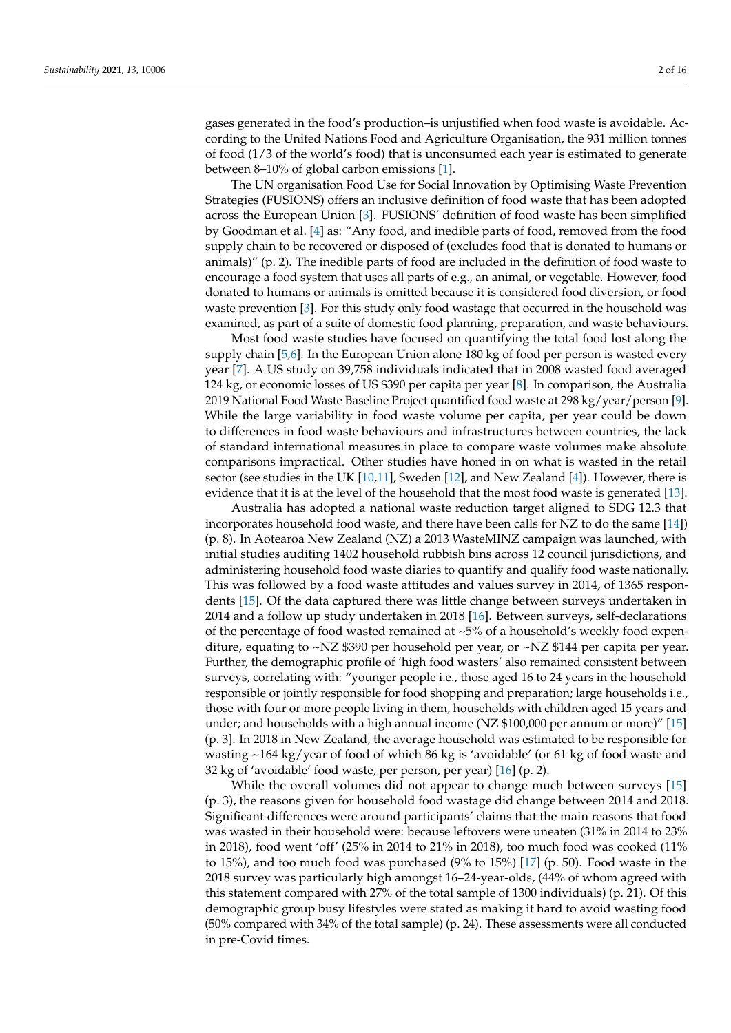gases generated in the food's production–is unjustified when food waste is avoidable. According to the United Nations Food and Agriculture Organisation, the 931 million tonnes of food (1/3 of the world's food) that is unconsumed each year is estimated to generate between 8–10% of global carbon emissions [1].

The UN organisation Food Use for Social Innovation by Optimising Waste Prevention Strategies (FUSIONS) offers an inclusive definition of food waste that has been adopted across the European Union [3]. FUSIONS' definition of food waste has been simplified by Goodman et al. [4] as: "Any food, and inedible parts of food, removed from the food supply chain to be recovered or disposed of (excludes food that is donated to humans or animals)" (p. 2). The inedible parts of food are included in the definition of food waste to encourage a food system that uses all parts of e.g., an animal, or vegetable. However, food donated to humans or animals is omitted because it is considered food diversion, or food waste prevention [3]. For this study only food wastage that occurred in the household was examined, as part of a suite of domestic food planning, preparation, and waste behaviours.

Most food waste studies have focused on quantifying the total food lost along the supply chain [5,6]. In the European Union alone 180 kg of food per person is wasted every year [7]. A US study on 39,758 individuals indicated that in 2008 wasted food averaged 124 kg, or economic losses of US $390 per capita per year [8]. In comparison, the Australia 2019 National Food Waste Baseline Project quantified food waste at 298 kg/year/person [9]. While the large variability in food waste volume per capita, per year could be down to differences in food waste behaviours and infrastructures between countries, the lack of standard international measures in place to compare waste volumes make absolute comparisons impractical. Other studies have honed in on what is wasted in the retail sector (see studies in the UK [10,11], Sweden [12], and New Zealand [4]). However, there is evidence that it is at the level of the household that the most food waste is generated [13].

Australia has adopted a national waste reduction target aligned to SDG 12.3 that incorporates household food waste, and there have been calls for NZ to do the same [14]) (p. 8). In Aotearoa New Zealand (NZ) a 2013 WasteMINZ campaign was launched, with initial studies auditing 1402 household rubbish bins across 12 council jurisdictions, and administering household food waste diaries to quantify and qualify food waste nationally. This was followed by a food waste attitudes and values survey in 2014, of 1365 respondents [15]. Of the data captured there was little change between surveys undertaken in 2014 and a follow up study undertaken in 2018 [16]. Between surveys, self-declarations of the percentage of food wasted remained at ~5% of a household's weekly food expenditure, equating to ~NZ $390 per household per year, or ~NZ $144 per capita per year. Further, the demographic profile of 'high food wasters' also remained consistent between surveys, correlating with: "younger people i.e., those aged 16 to 24 years in the household responsible or jointly responsible for food shopping and preparation; large households i.e., those with four or more people living in them, households with children aged 15 years and under; and households with a high annual income (NZ $100,000 per annum or more)" [15] (p. 3). In 2018 in New Zealand, the average household was estimated to be responsible for wasting ~164 kg/year of food of which 86 kg is 'avoidable' (or 61 kg of food waste and 32 kg of 'avoidable' food waste, per person, per year) [16] (p. 2).

While the overall volumes did not appear to change much between surveys [15] (p. 3), the reasons given for household food wastage did change between 2014 and 2018. Significant differences were around participants' claims that the main reasons that food was wasted in their household were: because leftovers were uneaten (31% in 2014 to 23% in 2018), food went 'off' (25% in 2014 to 21% in 2018), too much food was cooked (11% to 15%), and too much food was purchased (9% to 15%) [17] (p. 50). Food waste in the 2018 survey was particularly high amongst 16–24-year-olds, (44% of whom agreed with this statement compared with 27% of the total sample of 1300 individuals) (p. 21). Of this demographic group busy lifestyles were stated as making it hard to avoid wasting food (50% compared with 34% of the total sample) (p. 24). These assessments were all conducted in pre-Covid times.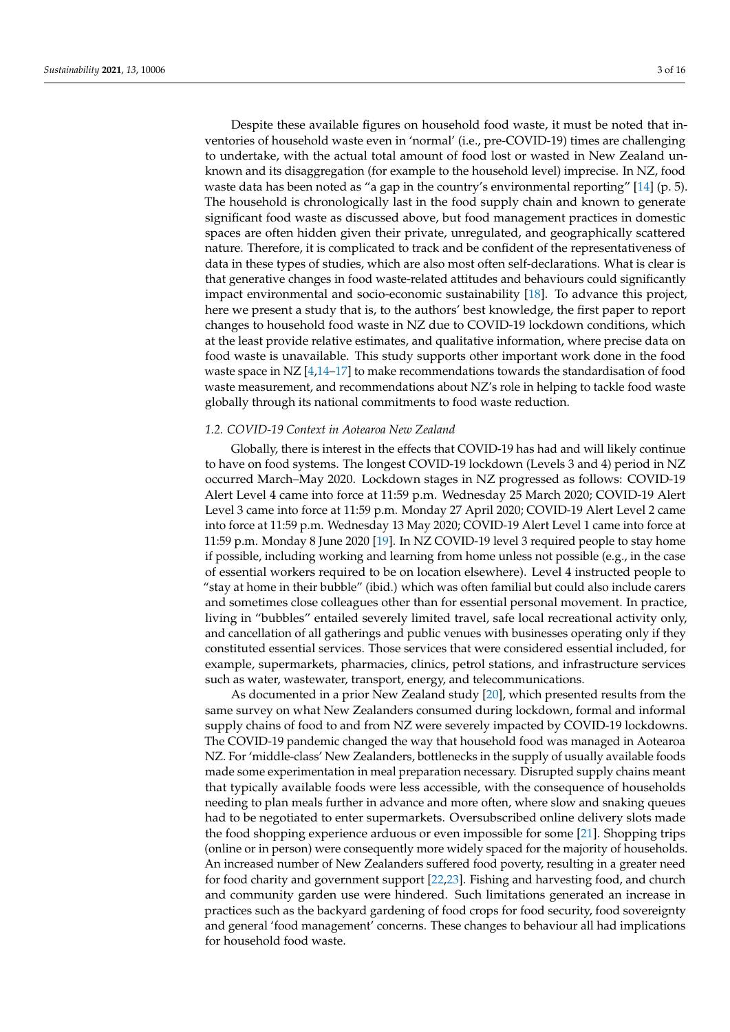Despite these available figures on household food waste, it must be noted that inventories of household waste even in 'normal' (i.e., pre-COVID-19) times are challenging to undertake, with the actual total amount of food lost or wasted in New Zealand unknown and its disaggregation (for example to the household level) imprecise. In NZ, food waste data has been noted as "a gap in the country's environmental reporting" [14] (p. 5). The household is chronologically last in the food supply chain and known to generate significant food waste as discussed above, but food management practices in domestic spaces are often hidden given their private, unregulated, and geographically scattered nature. Therefore, it is complicated to track and be confident of the representativeness of data in these types of studies, which are also most often self-declarations. What is clear is that generative changes in food waste-related attitudes and behaviours could significantly impact environmental and socio-economic sustainability [18]. To advance this project, here we present a study that is, to the authors' best knowledge, the first paper to report changes to household food waste in NZ due to COVID-19 lockdown conditions, which at the least provide relative estimates, and qualitative information, where precise data on food waste is unavailable. This study supports other important work done in the food waste space in NZ [4,14–17] to make recommendations towards the standardisation of food waste measurement, and recommendations about NZ's role in helping to tackle food waste globally through its national commitments to food waste reduction.

### *1.2. COVID-19 Context in Aotearoa New Zealand*

Globally, there is interest in the effects that COVID-19 has had and will likely continue to have on food systems. The longest COVID-19 lockdown (Levels 3 and 4) period in NZ occurred March–May 2020. Lockdown stages in NZ progressed as follows: COVID-19 Alert Level 4 came into force at 11:59 p.m. Wednesday 25 March 2020; COVID-19 Alert Level 3 came into force at 11:59 p.m. Monday 27 April 2020; COVID-19 Alert Level 2 came into force at 11:59 p.m. Wednesday 13 May 2020; COVID-19 Alert Level 1 came into force at 11:59 p.m. Monday 8 June 2020 [19]. In NZ COVID-19 level 3 required people to stay home if possible, including working and learning from home unless not possible (e.g., in the case of essential workers required to be on location elsewhere). Level 4 instructed people to "stay at home in their bubble" (ibid.) which was often familial but could also include carers and sometimes close colleagues other than for essential personal movement. In practice, living in "bubbles" entailed severely limited travel, safe local recreational activity only, and cancellation of all gatherings and public venues with businesses operating only if they constituted essential services. Those services that were considered essential included, for example, supermarkets, pharmacies, clinics, petrol stations, and infrastructure services such as water, wastewater, transport, energy, and telecommunications.

As documented in a prior New Zealand study [20], which presented results from the same survey on what New Zealanders consumed during lockdown, formal and informal supply chains of food to and from NZ were severely impacted by COVID-19 lockdowns. The COVID-19 pandemic changed the way that household food was managed in Aotearoa NZ. For 'middle-class' New Zealanders, bottlenecks in the supply of usually available foods made some experimentation in meal preparation necessary. Disrupted supply chains meant that typically available foods were less accessible, with the consequence of households needing to plan meals further in advance and more often, where slow and snaking queues had to be negotiated to enter supermarkets. Oversubscribed online delivery slots made the food shopping experience arduous or even impossible for some [21]. Shopping trips (online or in person) were consequently more widely spaced for the majority of households. An increased number of New Zealanders suffered food poverty, resulting in a greater need for food charity and government support [22,23]. Fishing and harvesting food, and church and community garden use were hindered. Such limitations generated an increase in practices such as the backyard gardening of food crops for food security, food sovereignty and general 'food management' concerns. These changes to behaviour all had implications for household food waste.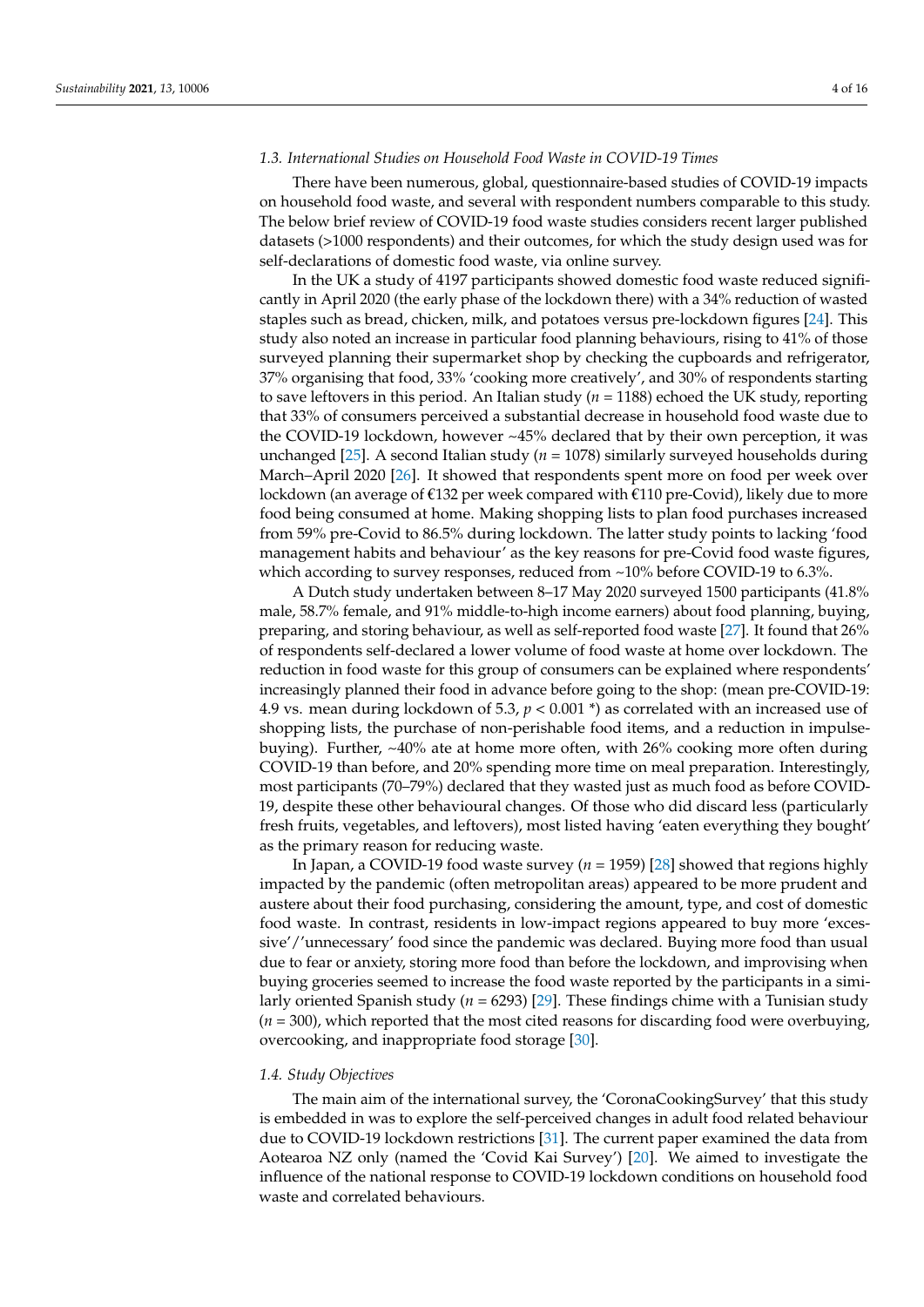### 1.3. International Studies on Household Food Waste in COVID-19 Times

There have been numerous, global, questionnaire-based studies of COVID-19 impacts on household food waste, and several with respondent numbers comparable to this study. The below brief review of COVID-19 food waste studies considers recent larger published datasets (>1000 respondents) and their outcomes, for which the study design used was for self-declarations of domestic food waste, via online survey.

In the UK a study of 4197 participants showed domestic food waste reduced significantly in April 2020 (the early phase of the lockdown there) with a 34% reduction of wasted staples such as bread, chicken, milk, and potatoes versus pre-lockdown figures [24]. This study also noted an increase in particular food planning behaviours, rising to 41% of those surveyed planning their supermarket shop by checking the cupboards and refrigerator, 37% organising that food, 33% 'cooking more creatively', and 30% of respondents starting to save leftovers in this period. An Italian study ($n$ = 1188) echoed the UK study, reporting that 33% of consumers perceived a substantial decrease in household food waste due to the COVID-19 lockdown, however ~45% declared that by their own perception, it was unchanged [25]. A second Italian study ($n$ = 1078) similarly surveyed households during March–April 2020 [26]. It showed that respondents spent more on food per week over lockdown (an average of €132 per week compared with €110 pre-Covid), likely due to more food being consumed at home. Making shopping lists to plan food purchases increased from 59% pre-Covid to 86.5% during lockdown. The latter study points to lacking 'food management habits and behaviour' as the key reasons for pre-Covid food waste figures, which according to survey responses, reduced from ~10% before COVID-19 to 6.3%.

A Dutch study undertaken between 8–17 May 2020 surveyed 1500 participants (41.8% male, 58.7% female, and 91% middle-to-high income earners) about food planning, buying, preparing, and storing behaviour, as well as self-reported food waste [27]. It found that 26% of respondents self-declared a lower volume of food waste at home over lockdown. The reduction in food waste for this group of consumers can be explained where respondents' increasingly planned their food in advance before going to the shop: (mean pre-COVID-19: 4.9 vs. mean during lockdown of 5.3, $p < 0.001$ *) as correlated with an increased use of shopping lists, the purchase of non-perishable food items, and a reduction in impulse-buying). Further, ~40% ate at home more often, with 26% cooking more often during COVID-19 than before, and 20% spending more time on meal preparation. Interestingly, most participants (70–79%) declared that they wasted just as much food as before COVID-19, despite these other behavioural changes. Of those who did discard less (particularly fresh fruits, vegetables, and leftovers), most listed having 'eaten everything they bought' as the primary reason for reducing waste.

In Japan, a COVID-19 food waste survey ($n$ = 1959) [28] showed that regions highly impacted by the pandemic (often metropolitan areas) appeared to be more prudent and austere about their food purchasing, considering the amount, type, and cost of domestic food waste. In contrast, residents in low-impact regions appeared to buy more 'excessive'/'unnecessary' food since the pandemic was declared. Buying more food than usual due to fear or anxiety, storing more food than before the lockdown, and improvising when buying groceries seemed to increase the food waste reported by the participants in a similarly oriented Spanish study ($n$ = 6293) [29]. These findings chime with a Tunisian study ($n$ = 300), which reported that the most cited reasons for discarding food were overbuying, overcooking, and inappropriate food storage [30].

### 1.4. Study Objectives

The main aim of the international survey, the 'CoronaCookingSurvey' that this study is embedded in was to explore the self-perceived changes in adult food related behaviour due to COVID-19 lockdown restrictions [31]. The current paper examined the data from Aotearoa NZ only (named the 'Covid Kai Survey') [20]. We aimed to investigate the influence of the national response to COVID-19 lockdown conditions on household food waste and correlated behaviours.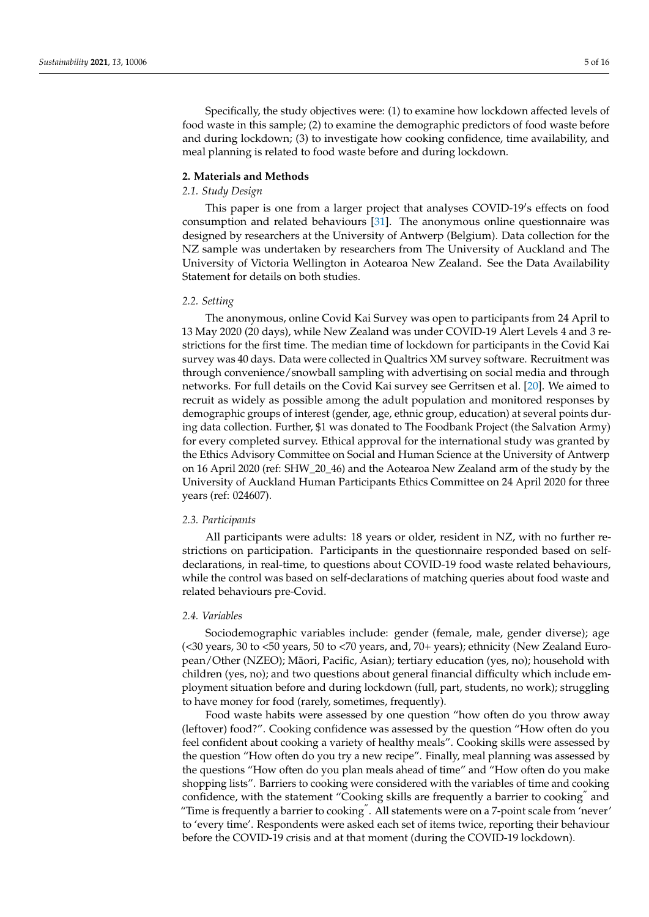Specifically, the study objectives were: (1) to examine how lockdown affected levels of food waste in this sample; (2) to examine the demographic predictors of food waste before and during lockdown; (3) to investigate how cooking confidence, time availability, and meal planning is related to food waste before and during lockdown.

## 2. Materials and Methods

### 2.1. Study Design

This paper is one from a larger project that analyses COVID-19′s effects on food consumption and related behaviours [31]. The anonymous online questionnaire was designed by researchers at the University of Antwerp (Belgium). Data collection for the NZ sample was undertaken by researchers from The University of Auckland and The University of Victoria Wellington in Aotearoa New Zealand. See the Data Availability Statement for details on both studies.

### 2.2. Setting

The anonymous, online Covid Kai Survey was open to participants from 24 April to 13 May 2020 (20 days), while New Zealand was under COVID-19 Alert Levels 4 and 3 restrictions for the first time. The median time of lockdown for participants in the Covid Kai survey was 40 days. Data were collected in Qualtrics XM survey software. Recruitment was through convenience/snowball sampling with advertising on social media and through networks. For full details on the Covid Kai survey see Gerritsen et al. [20]. We aimed to recruit as widely as possible among the adult population and monitored responses by demographic groups of interest (gender, age, ethnic group, education) at several points during data collection. Further, $1 was donated to The Foodbank Project (the Salvation Army) for every completed survey. Ethical approval for the international study was granted by the Ethics Advisory Committee on Social and Human Science at the University of Antwerp on 16 April 2020 (ref: SHW_20_46) and the Aotearoa New Zealand arm of the study by the University of Auckland Human Participants Ethics Committee on 24 April 2020 for three years (ref: 024607).

### 2.3. Participants

All participants were adults: 18 years or older, resident in NZ, with no further restrictions on participation. Participants in the questionnaire responded based on self-declarations, in real-time, to questions about COVID-19 food waste related behaviours, while the control was based on self-declarations of matching queries about food waste and related behaviours pre-Covid.

### 2.4. Variables

Sociodemographic variables include: gender (female, male, gender diverse); age (<30 years, 30 to <50 years, 50 to <70 years, and, 70+ years); ethnicity (New Zealand European/Other (NZEO); Māori, Pacific, Asian); tertiary education (yes, no); household with children (yes, no); and two questions about general financial difficulty which include employment situation before and during lockdown (full, part, students, no work); struggling to have money for food (rarely, sometimes, frequently).

Food waste habits were assessed by one question "how often do you throw away (leftover) food?". Cooking confidence was assessed by the question "How often do you feel confident about cooking a variety of healthy meals". Cooking skills were assessed by the question "How often do you try a new recipe". Finally, meal planning was assessed by the questions "How often do you plan meals ahead of time" and "How often do you make shopping lists". Barriers to cooking were considered with the variables of time and cooking confidence, with the statement "Cooking skills are frequently a barrier to cooking" and "Time is frequently a barrier to cooking". All statements were on a 7-point scale from 'never' to 'every time'. Respondents were asked each set of items twice, reporting their behaviour before the COVID-19 crisis and at that moment (during the COVID-19 lockdown).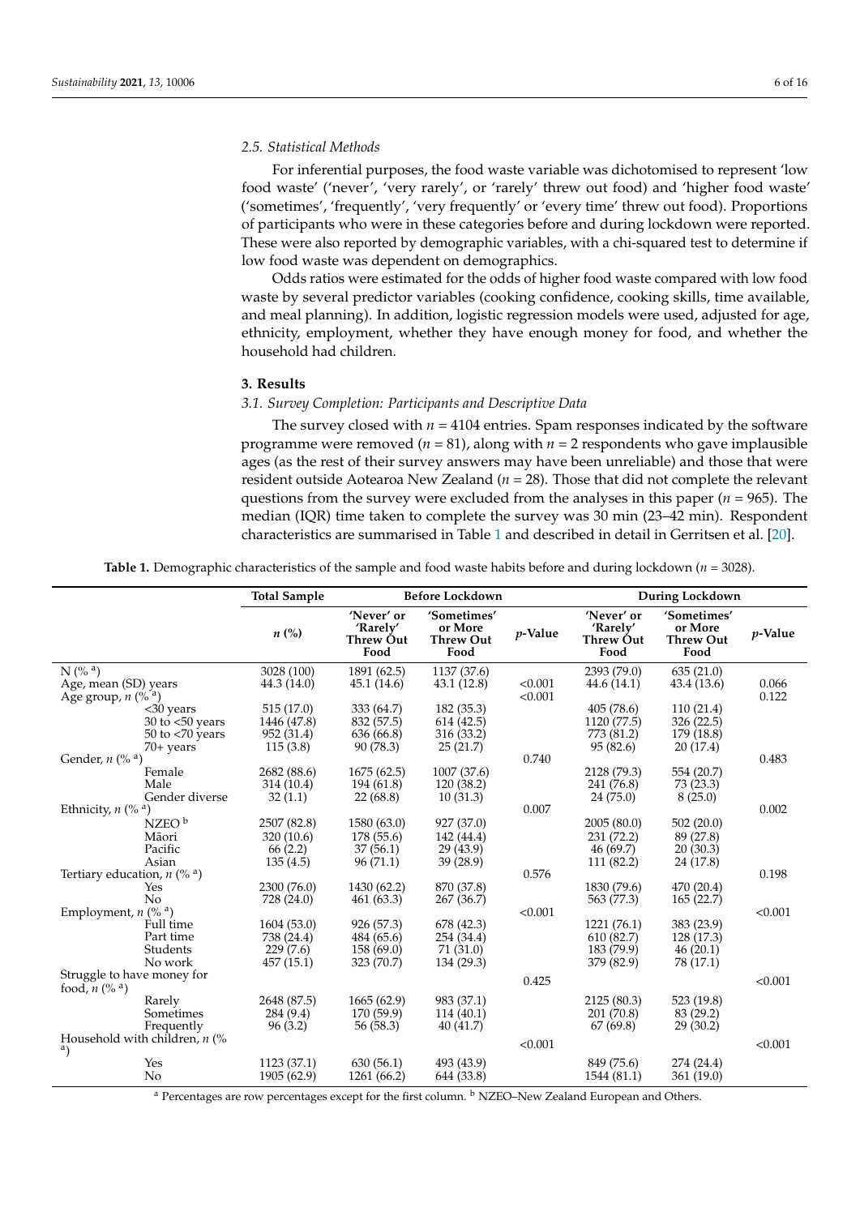### 2.5. Statistical Methods

For inferential purposes, the food waste variable was dichotomised to represent 'low food waste' ('never', 'very rarely', or 'rarely' threw out food) and 'higher food waste' ('sometimes', 'frequently', 'very frequently' or 'every time' threw out food). Proportions of participants who were in these categories before and during lockdown were reported. These were also reported by demographic variables, with a chi-squared test to determine if low food waste was dependent on demographics.

Odds ratios were estimated for the odds of higher food waste compared with low food waste by several predictor variables (cooking confidence, cooking skills, time available, and meal planning). In addition, logistic regression models were used, adjusted for age, ethnicity, employment, whether they have enough money for food, and whether the household had children.

## 3. Results

### 3.1. Survey Completion: Participants and Descriptive Data

The survey closed with $n = 4104$ entries. Spam responses indicated by the software programme were removed ($n = 81$), along with $n = 2$ respondents who gave implausible ages (as the rest of their survey answers may have been unreliable) and those that were resident outside Aotearoa New Zealand ($n = 28$). Those that did not complete the relevant questions from the survey were excluded from the analyses in this paper ($n = 965$). The median (IQR) time taken to complete the survey was 30 min (23–42 min). Respondent characteristics are summarised in Table 1 and described in detail in Gerritsen et al. [20].

**Table 1.** Demographic characteristics of the sample and food waste habits before and during lockdown ($n = 3028$).

| | Total Sample | Before Lockdown | | | During Lockdown | | |
|---|---|---|---|---|---|---|---|
| | *n* (%) | 'Never' or 'Rarely' Threw Out Food | 'Sometimes' or More Threw Out Food | *p*-Value | 'Never' or 'Rarely' Threw Out Food | 'Sometimes' or More Threw Out Food | *p*-Value |
| N (% [a]) | 3028 (100) | 1891 (62.5) | 1137 (37.6) | | 2393 (79.0) | 635 (21.0) | |
| Age, mean (SD) years | 44.3 (14.0) | 45.1 (14.6) | 43.1 (12.8) | <0.001 | 44.6 (14.1) | 43.4 (13.6) | 0.066 |
| Age group, *n* (% [a]) | | | | <0.001 | | | 0.122 |
| <30 years | 515 (17.0) | 333 (64.7) | 182 (35.3) | | 405 (78.6) | 110 (21.4) | |
| 30 to <50 years | 1446 (47.8) | 832 (57.5) | 614 (42.5) | | 1120 (77.5) | 326 (22.5) | |
| 50 to <70 years | 952 (31.4) | 636 (66.8) | 316 (33.2) | | 773 (81.2) | 179 (18.8) | |
| 70+ years | 115 (3.8) | 90 (78.3) | 25 (21.7) | | 95 (82.6) | 20 (17.4) | |
| Gender, *n* (% [a]) | | | | 0.740 | | | 0.483 |
| Female | 2682 (88.6) | 1675 (62.5) | 1007 (37.6) | | 2128 (79.3) | 554 (20.7) | |
| Male | 314 (10.4) | 194 (61.8) | 120 (38.2) | | 241 (76.8) | 73 (23.3) | |
| Gender diverse | 32 (1.1) | 22 (68.8) | 10 (31.3) | | 24 (75.0) | 8 (25.0) | |
| Ethnicity, *n* (% [a]) | | | | 0.007 | | | 0.002 |
| NZEO [b] | 2507 (82.8) | 1580 (63.0) | 927 (37.0) | | 2005 (80.0) | 502 (20.0) | |
| Māori | 320 (10.6) | 178 (55.6) | 142 (44.4) | | 231 (72.2) | 89 (27.8) | |
| Pacific | 66 (2.2) | 37 (56.1) | 29 (43.9) | | 46 (69.7) | 20 (30.3) | |
| Asian | 135 (4.5) | 96 (71.1) | 39 (28.9) | | 111 (82.2) | 24 (17.8) | |
| Tertiary education, *n* (% [a]) | | | | 0.576 | | | 0.198 |
| Yes | 2300 (76.0) | 1430 (62.2) | 870 (37.8) | | 1830 (79.6) | 470 (20.4) | |
| No | 728 (24.0) | 461 (63.3) | 267 (36.7) | | 563 (77.3) | 165 (22.7) | |
| Employment, *n* (% [a]) | | | | <0.001 | | | <0.001 |
| Full time | 1604 (53.0) | 926 (57.3) | 678 (42.3) | | 1221 (76.1) | 383 (23.9) | |
| Part time | 738 (24.4) | 484 (65.6) | 254 (34.4) | | 610 (82.7) | 128 (17.3) | |
| Students | 229 (7.6) | 158 (69.0) | 71 (31.0) | | 183 (79.9) | 46 (20.1) | |
| No work | 457 (15.1) | 323 (70.7) | 134 (29.3) | | 379 (82.9) | 78 (17.1) | |
| Struggle to have money for food, *n* (% [a]) | | | | 0.425 | | | <0.001 |
| Rarely | 2648 (87.5) | 1665 (62.9) | 983 (37.1) | | 2125 (80.3) | 523 (19.8) | |
| Sometimes | 284 (9.4) | 170 (59.9) | 114 (40.1) | | 201 (70.8) | 83 (29.2) | |
| Frequently | 96 (3.2) | 56 (58.3) | 40 (41.7) | | 67 (69.8) | 29 (30.2) | |
| Household with children, *n* (% [a]) | | | | <0.001 | | | <0.001 |
| Yes | 1123 (37.1) | 630 (56.1) | 493 (43.9) | | 849 (75.6) | 274 (24.4) | |
| No | 1905 (62.9) | 1261 (66.2) | 644 (33.8) | | 1544 (81.1) | 361 (19.0) | |

[a] Percentages are row percentages except for the first column. [b] NZEO–New Zealand European and Others.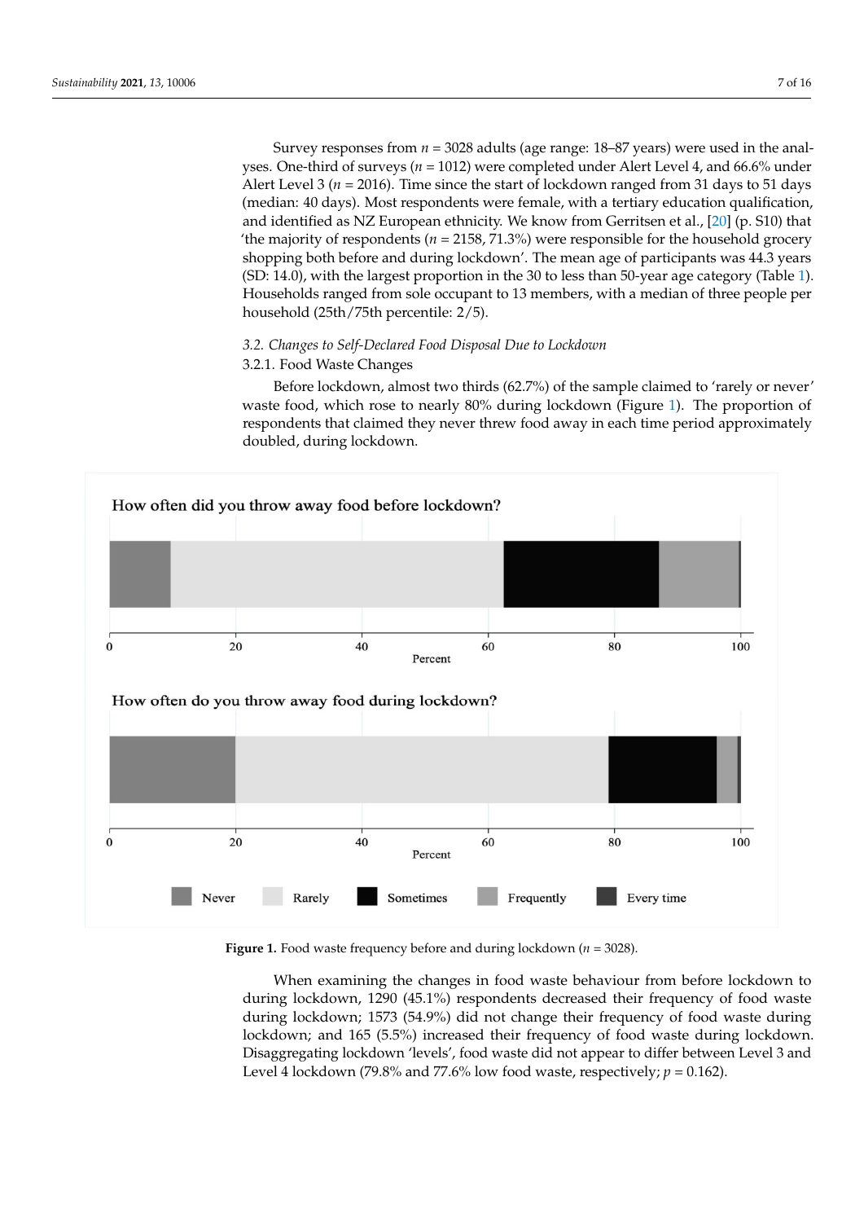Survey responses from $n = 3028$ adults (age range: 18–87 years) were used in the analyses. One-third of surveys ($n = 1012$) were completed under Alert Level 4, and 66.6% under Alert Level 3 ($n = 2016$). Time since the start of lockdown ranged from 31 days to 51 days (median: 40 days). Most respondents were female, with a tertiary education qualification, and identified as NZ European ethnicity. We know from Gerritsen et al., [20] (p. S10) that 'the majority of respondents ($n = 2158$, 71.3%) were responsible for the household grocery shopping both before and during lockdown'. The mean age of participants was 44.3 years (SD: 14.0), with the largest proportion in the 30 to less than 50-year age category (Table 1). Households ranged from sole occupant to 13 members, with a median of three people per household (25th/75th percentile: 2/5).

### 3.2. Changes to Self-Declared Food Disposal Due to Lockdown

#### 3.2.1. Food Waste Changes

Before lockdown, almost two thirds (62.7%) of the sample claimed to 'rarely or never' waste food, which rose to nearly 80% during lockdown (Figure 1). The proportion of respondents that claimed they never threw food away in each time period approximately doubled, during lockdown.

**Figure 1.** Food waste frequency before and during lockdown ($n = 3028$).

When examining the changes in food waste behaviour from before lockdown to during lockdown, 1290 (45.1%) respondents decreased their frequency of food waste during lockdown; 1573 (54.9%) did not change their frequency of food waste during lockdown; and 165 (5.5%) increased their frequency of food waste during lockdown. Disaggregating lockdown 'levels', food waste did not appear to differ between Level 3 and Level 4 lockdown (79.8% and 77.6% low food waste, respectively; $p = 0.162$).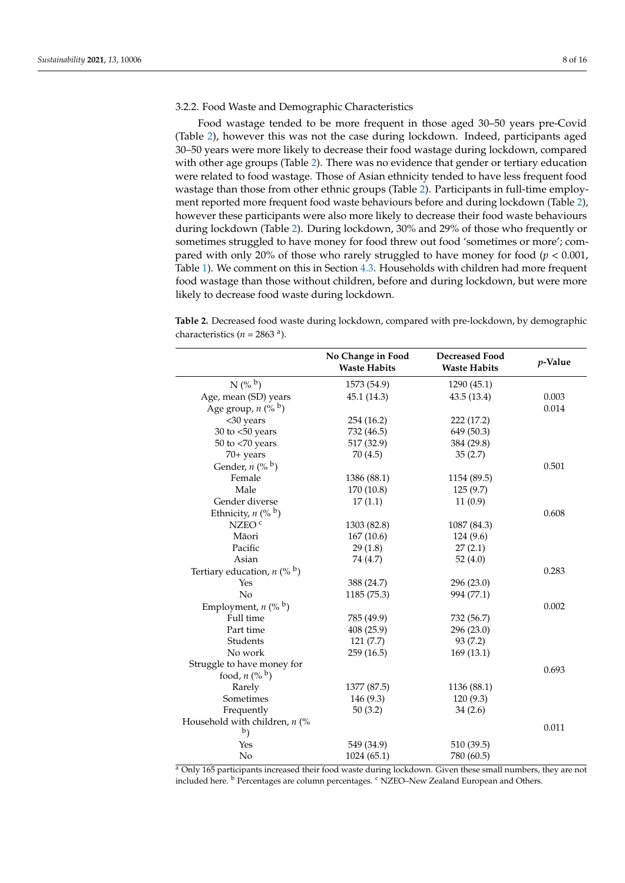### 3.2.2. Food Waste and Demographic Characteristics

Food wastage tended to be more frequent in those aged 30–50 years pre-Covid (Table 2), however this was not the case during lockdown. Indeed, participants aged 30–50 years were more likely to decrease their food wastage during lockdown, compared with other age groups (Table 2). There was no evidence that gender or tertiary education were related to food wastage. Those of Asian ethnicity tended to have less frequent food wastage than those from other ethnic groups (Table 2). Participants in full-time employment reported more frequent food waste behaviours before and during lockdown (Table 2), however these participants were also more likely to decrease their food waste behaviours during lockdown (Table 2). During lockdown, 30% and 29% of those who frequently or sometimes struggled to have money for food threw out food 'sometimes or more'; compared with only 20% of those who rarely struggled to have money for food ($p < 0.001$, Table 1). We comment on this in Section 4.3. Households with children had more frequent food wastage than those without children, before and during lockdown, but were more likely to decrease food waste during lockdown.

**Table 2.** Decreased food waste during lockdown, compared with pre-lockdown, by demographic characteristics ($n$ = 2863 [a]).

| | No Change in Food Waste Habits | Decreased Food Waste Habits | $p$-Value |
|---|---|---|---|
| N (% [b]) | 1573 (54.9) | 1290 (45.1) | |
| Age, mean (SD) years | 45.1 (14.3) | 43.5 (13.4) | 0.003 |
| Age group, $n$ (% [b]) | | | 0.014 |
| <30 years | 254 (16.2) | 222 (17.2) | |
| 30 to <50 years | 732 (46.5) | 649 (50.3) | |
| 50 to <70 years | 517 (32.9) | 384 (29.8) | |
| 70+ years | 70 (4.5) | 35 (2.7) | |
| Gender, $n$ (% [b]) | | | 0.501 |
| Female | 1386 (88.1) | 1154 (89.5) | |
| Male | 170 (10.8) | 125 (9.7) | |
| Gender diverse | 17 (1.1) | 11 (0.9) | |
| Ethnicity, $n$ (% [b]) | | | 0.608 |
| NZEO [c] | 1303 (82.8) | 1087 (84.3) | |
| Māori | 167 (10.6) | 124 (9.6) | |
| Pacific | 29 (1.8) | 27 (2.1) | |
| Asian | 74 (4.7) | 52 (4.0) | |
| Tertiary education, $n$ (% [b]) | | | 0.283 |
| Yes | 388 (24.7) | 296 (23.0) | |
| No | 1185 (75.3) | 994 (77.1) | |
| Employment, $n$ (% [b]) | | | 0.002 |
| Full time | 785 (49.9) | 732 (56.7) | |
| Part time | 408 (25.9) | 296 (23.0) | |
| Students | 121 (7.7) | 93 (7.2) | |
| No work | 259 (16.5) | 169 (13.1) | |
| Struggle to have money for food, $n$ (% [b]) | | | 0.693 |
| Rarely | 1377 (87.5) | 1136 (88.1) | |
| Sometimes | 146 (9.3) | 120 (9.3) | |
| Frequently | 50 (3.2) | 34 (2.6) | |
| Household with children, $n$ (% [b]) | | | 0.011 |
| Yes | 549 (34.9) | 510 (39.5) | |
| No | 1024 (65.1) | 780 (60.5) | |

[a] Only 165 participants increased their food waste during lockdown. Given these small numbers, they are not included here. [b] Percentages are column percentages. [c] NZEO–New Zealand European and Others.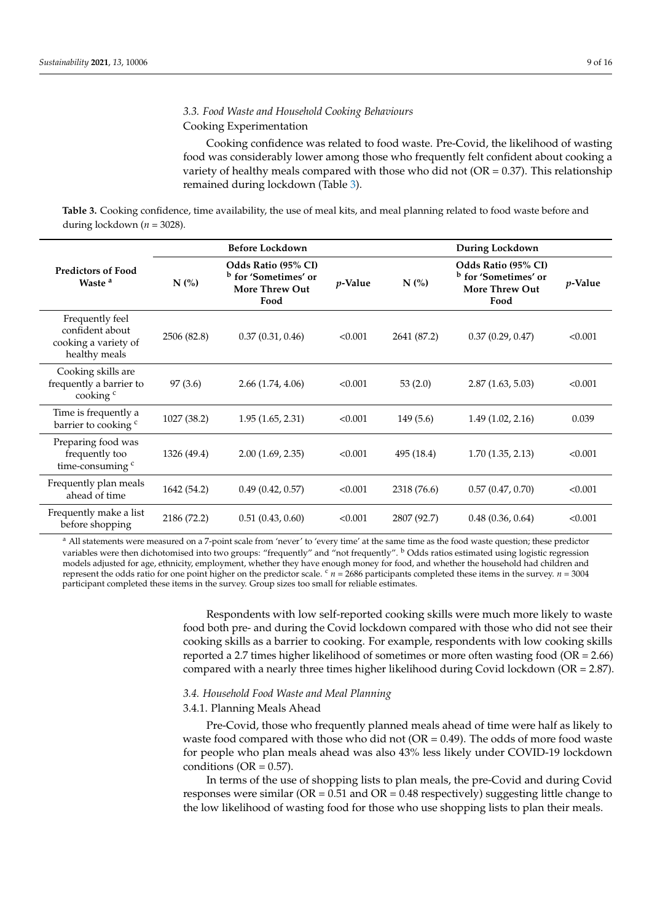### 3.3. Food Waste and Household Cooking Behaviours

Cooking Experimentation

Cooking confidence was related to food waste. Pre-Covid, the likelihood of wasting food was considerably lower among those who frequently felt confident about cooking a variety of healthy meals compared with those who did not (OR = 0.37). This relationship remained during lockdown (Table 3).

**Table 3.** Cooking confidence, time availability, the use of meal kits, and meal planning related to food waste before and during lockdown ($n = 3028$).

| Predictors of Food Waste [a] | Before Lockdown | | | During Lockdown | | |
|---|---|---|---|---|---|---|
| | N (%) | Odds Ratio (95% CI) [b] for 'Sometimes' or More Threw Out Food | *p*-Value | N (%) | Odds Ratio (95% CI) [b] for 'Sometimes' or More Threw Out Food | *p*-Value |
| Frequently feel confident about cooking a variety of healthy meals | 2506 (82.8) | 0.37 (0.31, 0.46) | <0.001 | 2641 (87.2) | 0.37 (0.29, 0.47) | <0.001 |
| Cooking skills are frequently a barrier to cooking [c] | 97 (3.6) | 2.66 (1.74, 4.06) | <0.001 | 53 (2.0) | 2.87 (1.63, 5.03) | <0.001 |
| Time is frequently a barrier to cooking [c] | 1027 (38.2) | 1.95 (1.65, 2.31) | <0.001 | 149 (5.6) | 1.49 (1.02, 2.16) | 0.039 |
| Preparing food was frequently too time-consuming [c] | 1326 (49.4) | 2.00 (1.69, 2.35) | <0.001 | 495 (18.4) | 1.70 (1.35, 2.13) | <0.001 |
| Frequently plan meals ahead of time | 1642 (54.2) | 0.49 (0.42, 0.57) | <0.001 | 2318 (76.6) | 0.57 (0.47, 0.70) | <0.001 |
| Frequently make a list before shopping | 2186 (72.2) | 0.51 (0.43, 0.60) | <0.001 | 2807 (92.7) | 0.48 (0.36, 0.64) | <0.001 |

[a] All statements were measured on a 7-point scale from 'never' to 'every time' at the same time as the food waste question; these predictor variables were then dichotomised into two groups: "frequently" and "not frequently". [b] Odds ratios estimated using logistic regression models adjusted for age, ethnicity, employment, whether they have enough money for food, and whether the household had children and represent the odds ratio for one point higher on the predictor scale. [c] $n = 2686$ participants completed these items in the survey. $n = 3004$ participant completed these items in the survey. Group sizes too small for reliable estimates.

Respondents with low self-reported cooking skills were much more likely to waste food both pre- and during the Covid lockdown compared with those who did not see their cooking skills as a barrier to cooking. For example, respondents with low cooking skills reported a 2.7 times higher likelihood of sometimes or more often wasting food (OR = 2.66) compared with a nearly three times higher likelihood during Covid lockdown (OR = 2.87).

### 3.4. Household Food Waste and Meal Planning

#### 3.4.1. Planning Meals Ahead

Pre-Covid, those who frequently planned meals ahead of time were half as likely to waste food compared with those who did not (OR = 0.49). The odds of more food waste for people who plan meals ahead was also 43% less likely under COVID-19 lockdown conditions (OR = 0.57).

In terms of the use of shopping lists to plan meals, the pre-Covid and during Covid responses were similar (OR = 0.51 and OR = 0.48 respectively) suggesting little change to the low likelihood of wasting food for those who use shopping lists to plan their meals.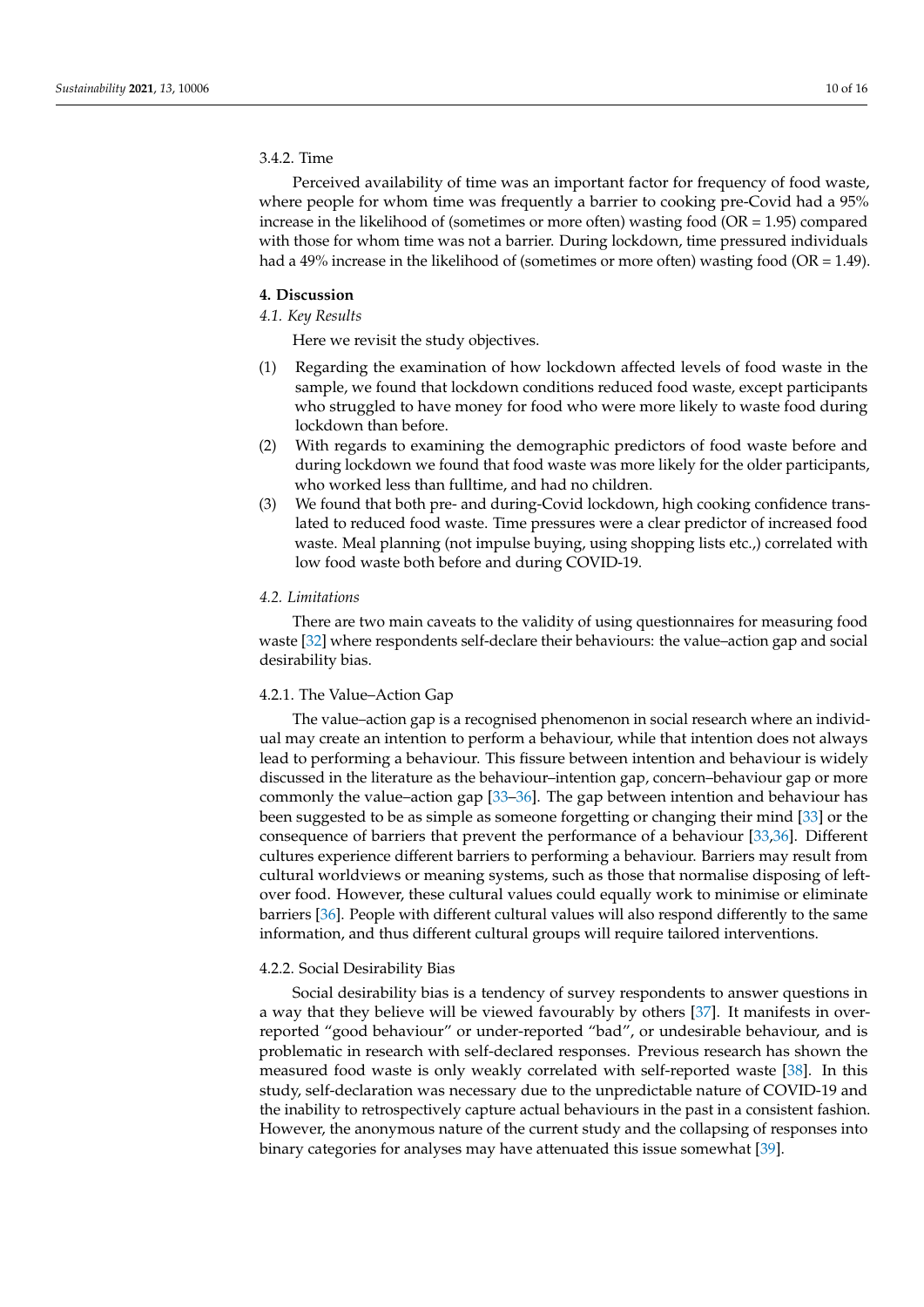#### 3.4.2. Time

Perceived availability of time was an important factor for frequency of food waste, where people for whom time was frequently a barrier to cooking pre-Covid had a 95% increase in the likelihood of (sometimes or more often) wasting food (OR = 1.95) compared with those for whom time was not a barrier. During lockdown, time pressured individuals had a 49% increase in the likelihood of (sometimes or more often) wasting food (OR = 1.49).

## 4. Discussion

### *4.1. Key Results*

Here we revisit the study objectives.

(1) Regarding the examination of how lockdown affected levels of food waste in the sample, we found that lockdown conditions reduced food waste, except participants who struggled to have money for food who were more likely to waste food during lockdown than before.
(2) With regards to examining the demographic predictors of food waste before and during lockdown we found that food waste was more likely for the older participants, who worked less than fulltime, and had no children.
(3) We found that both pre- and during-Covid lockdown, high cooking confidence translated to reduced food waste. Time pressures were a clear predictor of increased food waste. Meal planning (not impulse buying, using shopping lists etc.,) correlated with low food waste both before and during COVID-19.

### *4.2. Limitations*

There are two main caveats to the validity of using questionnaires for measuring food waste [32] where respondents self-declare their behaviours: the value–action gap and social desirability bias.

#### 4.2.1. The Value–Action Gap

The value–action gap is a recognised phenomenon in social research where an individual may create an intention to perform a behaviour, while that intention does not always lead to performing a behaviour. This fissure between intention and behaviour is widely discussed in the literature as the behaviour–intention gap, concern–behaviour gap or more commonly the value–action gap [33–36]. The gap between intention and behaviour has been suggested to be as simple as someone forgetting or changing their mind [33] or the consequence of barriers that prevent the performance of a behaviour [33,36]. Different cultures experience different barriers to performing a behaviour. Barriers may result from cultural worldviews or meaning systems, such as those that normalise disposing of leftover food. However, these cultural values could equally work to minimise or eliminate barriers [36]. People with different cultural values will also respond differently to the same information, and thus different cultural groups will require tailored interventions.

#### 4.2.2. Social Desirability Bias

Social desirability bias is a tendency of survey respondents to answer questions in a way that they believe will be viewed favourably by others [37]. It manifests in over-reported "good behaviour" or under-reported "bad", or undesirable behaviour, and is problematic in research with self-declared responses. Previous research has shown the measured food waste is only weakly correlated with self-reported waste [38]. In this study, self-declaration was necessary due to the unpredictable nature of COVID-19 and the inability to retrospectively capture actual behaviours in the past in a consistent fashion. However, the anonymous nature of the current study and the collapsing of responses into binary categories for analyses may have attenuated this issue somewhat [39].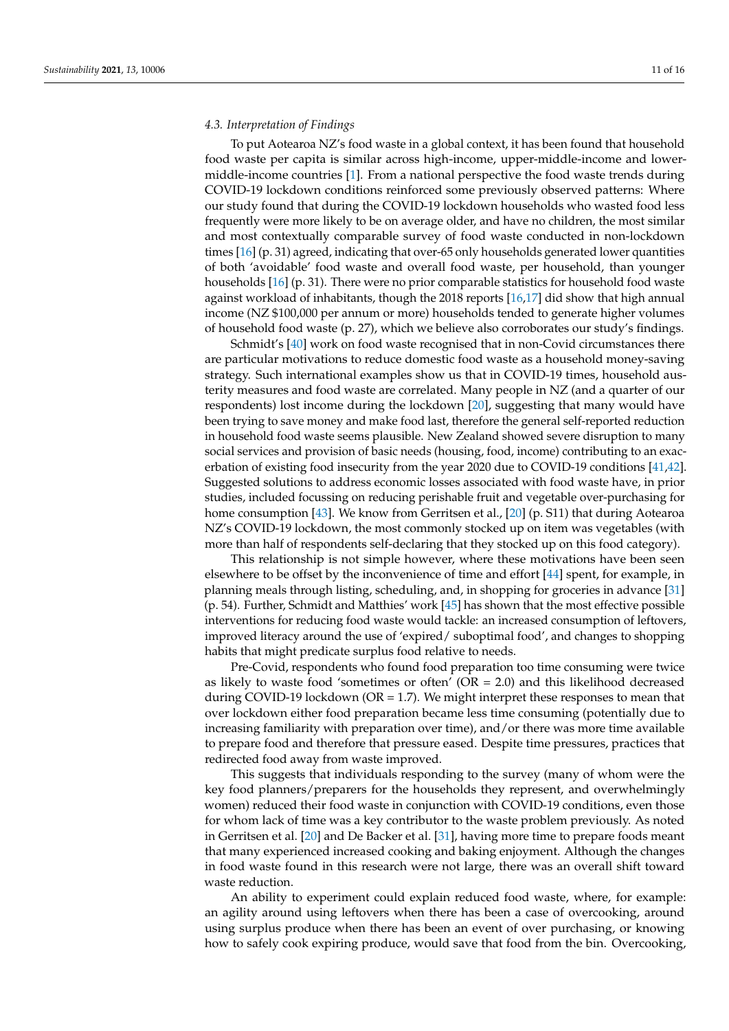### 4.3. Interpretation of Findings

To put Aotearoa NZ's food waste in a global context, it has been found that household food waste per capita is similar across high-income, upper-middle-income and lower-middle-income countries [1]. From a national perspective the food waste trends during COVID-19 lockdown conditions reinforced some previously observed patterns: Where our study found that during the COVID-19 lockdown households who wasted food less frequently were more likely to be on average older, and have no children, the most similar and most contextually comparable survey of food waste conducted in non-lockdown times [16] (p. 31) agreed, indicating that over-65 only households generated lower quantities of both 'avoidable' food waste and overall food waste, per household, than younger households [16] (p. 31). There were no prior comparable statistics for household food waste against workload of inhabitants, though the 2018 reports [16,17] did show that high annual income (NZ $100,000 per annum or more) households tended to generate higher volumes of household food waste (p. 27), which we believe also corroborates our study's findings.

Schmidt's [40] work on food waste recognised that in non-Covid circumstances there are particular motivations to reduce domestic food waste as a household money-saving strategy. Such international examples show us that in COVID-19 times, household austerity measures and food waste are correlated. Many people in NZ (and a quarter of our respondents) lost income during the lockdown [20], suggesting that many would have been trying to save money and make food last, therefore the general self-reported reduction in household food waste seems plausible. New Zealand showed severe disruption to many social services and provision of basic needs (housing, food, income) contributing to an exacerbation of existing food insecurity from the year 2020 due to COVID-19 conditions [41,42]. Suggested solutions to address economic losses associated with food waste have, in prior studies, included focussing on reducing perishable fruit and vegetable over-purchasing for home consumption [43]. We know from Gerritsen et al., [20] (p. S11) that during Aotearoa NZ's COVID-19 lockdown, the most commonly stocked up on item was vegetables (with more than half of respondents self-declaring that they stocked up on this food category).

This relationship is not simple however, where these motivations have been seen elsewhere to be offset by the inconvenience of time and effort [44] spent, for example, in planning meals through listing, scheduling, and, in shopping for groceries in advance [31] (p. 54). Further, Schmidt and Matthies' work [45] has shown that the most effective possible interventions for reducing food waste would tackle: an increased consumption of leftovers, improved literacy around the use of 'expired/ suboptimal food', and changes to shopping habits that might predicate surplus food relative to needs.

Pre-Covid, respondents who found food preparation too time consuming were twice as likely to waste food 'sometimes or often' (OR = 2.0) and this likelihood decreased during COVID-19 lockdown (OR = 1.7). We might interpret these responses to mean that over lockdown either food preparation became less time consuming (potentially due to increasing familiarity with preparation over time), and/or there was more time available to prepare food and therefore that pressure eased. Despite time pressures, practices that redirected food away from waste improved.

This suggests that individuals responding to the survey (many of whom were the key food planners/preparers for the households they represent, and overwhelmingly women) reduced their food waste in conjunction with COVID-19 conditions, even those for whom lack of time was a key contributor to the waste problem previously. As noted in Gerritsen et al. [20] and De Backer et al. [31], having more time to prepare foods meant that many experienced increased cooking and baking enjoyment. Although the changes in food waste found in this research were not large, there was an overall shift toward waste reduction.

An ability to experiment could explain reduced food waste, where, for example: an agility around using leftovers when there has been a case of overcooking, around using surplus produce when there has been an event of over purchasing, or knowing how to safely cook expiring produce, would save that food from the bin. Overcooking,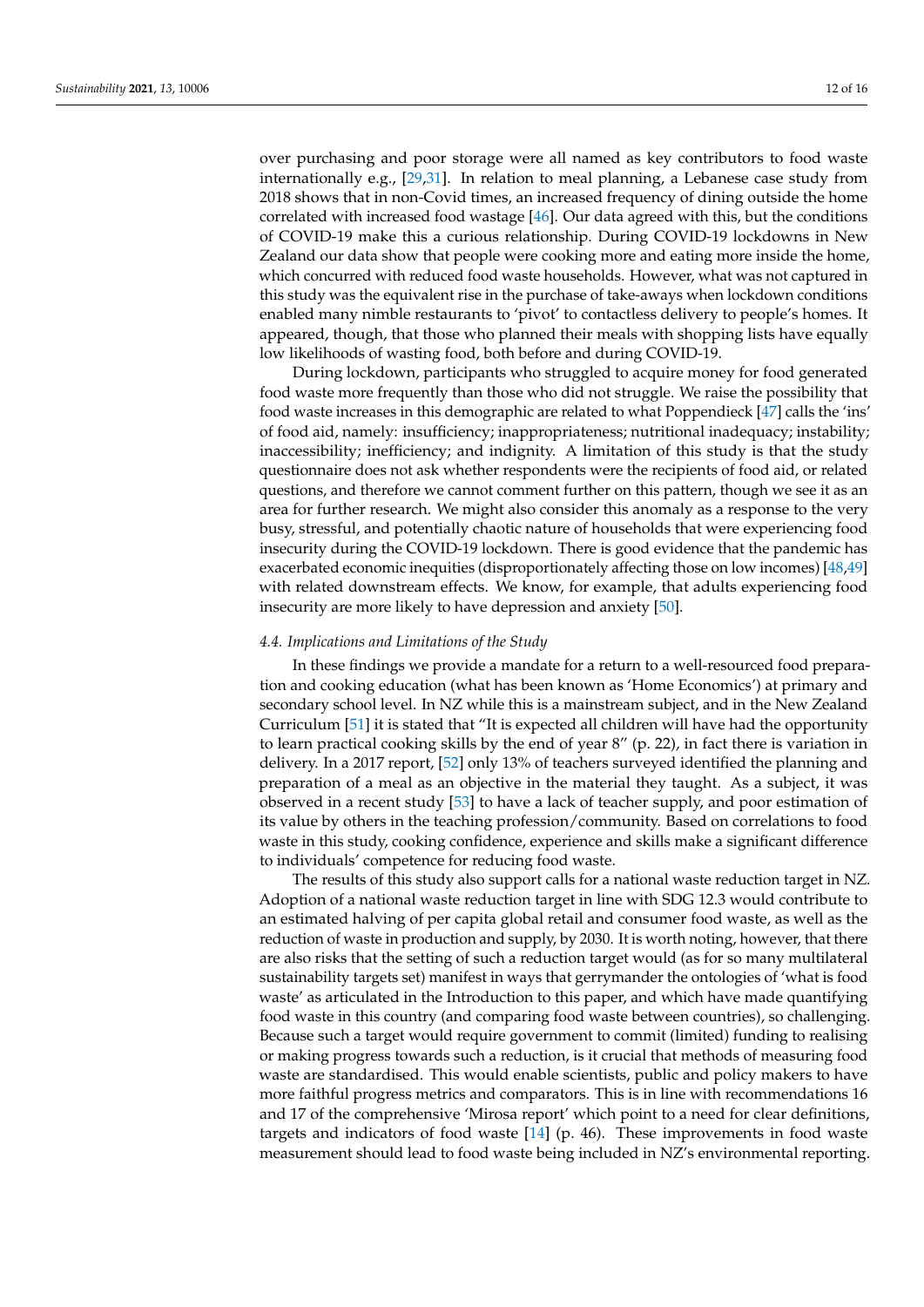over purchasing and poor storage were all named as key contributors to food waste internationally e.g., [29,31]. In relation to meal planning, a Lebanese case study from 2018 shows that in non-Covid times, an increased frequency of dining outside the home correlated with increased food wastage [46]. Our data agreed with this, but the conditions of COVID-19 make this a curious relationship. During COVID-19 lockdowns in New Zealand our data show that people were cooking more and eating more inside the home, which concurred with reduced food waste households. However, what was not captured in this study was the equivalent rise in the purchase of take-aways when lockdown conditions enabled many nimble restaurants to 'pivot' to contactless delivery to people's homes. It appeared, though, that those who planned their meals with shopping lists have equally low likelihoods of wasting food, both before and during COVID-19.

During lockdown, participants who struggled to acquire money for food generated food waste more frequently than those who did not struggle. We raise the possibility that food waste increases in this demographic are related to what Poppendieck [47] calls the 'ins' of food aid, namely: insufficiency; inappropriateness; nutritional inadequacy; instability; inaccessibility; inefficiency; and indignity. A limitation of this study is that the study questionnaire does not ask whether respondents were the recipients of food aid, or related questions, and therefore we cannot comment further on this pattern, though we see it as an area for further research. We might also consider this anomaly as a response to the very busy, stressful, and potentially chaotic nature of households that were experiencing food insecurity during the COVID-19 lockdown. There is good evidence that the pandemic has exacerbated economic inequities (disproportionately affecting those on low incomes) [48,49] with related downstream effects. We know, for example, that adults experiencing food insecurity are more likely to have depression and anxiety [50].

### *4.4. Implications and Limitations of the Study*

In these findings we provide a mandate for a return to a well-resourced food preparation and cooking education (what has been known as 'Home Economics') at primary and secondary school level. In NZ while this is a mainstream subject, and in the New Zealand Curriculum [51] it is stated that "It is expected all children will have had the opportunity to learn practical cooking skills by the end of year 8" (p. 22), in fact there is variation in delivery. In a 2017 report, [52] only 13% of teachers surveyed identified the planning and preparation of a meal as an objective in the material they taught. As a subject, it was observed in a recent study [53] to have a lack of teacher supply, and poor estimation of its value by others in the teaching profession/community. Based on correlations to food waste in this study, cooking confidence, experience and skills make a significant difference to individuals' competence for reducing food waste.

The results of this study also support calls for a national waste reduction target in NZ. Adoption of a national waste reduction target in line with SDG 12.3 would contribute to an estimated halving of per capita global retail and consumer food waste, as well as the reduction of waste in production and supply, by 2030. It is worth noting, however, that there are also risks that the setting of such a reduction target would (as for so many multilateral sustainability targets set) manifest in ways that gerrymander the ontologies of 'what is food waste' as articulated in the Introduction to this paper, and which have made quantifying food waste in this country (and comparing food waste between countries), so challenging. Because such a target would require government to commit (limited) funding to realising or making progress towards such a reduction, is it crucial that methods of measuring food waste are standardised. This would enable scientists, public and policy makers to have more faithful progress metrics and comparators. This is in line with recommendations 16 and 17 of the comprehensive 'Mirosa report' which point to a need for clear definitions, targets and indicators of food waste [14] (p. 46). These improvements in food waste measurement should lead to food waste being included in NZ's environmental reporting.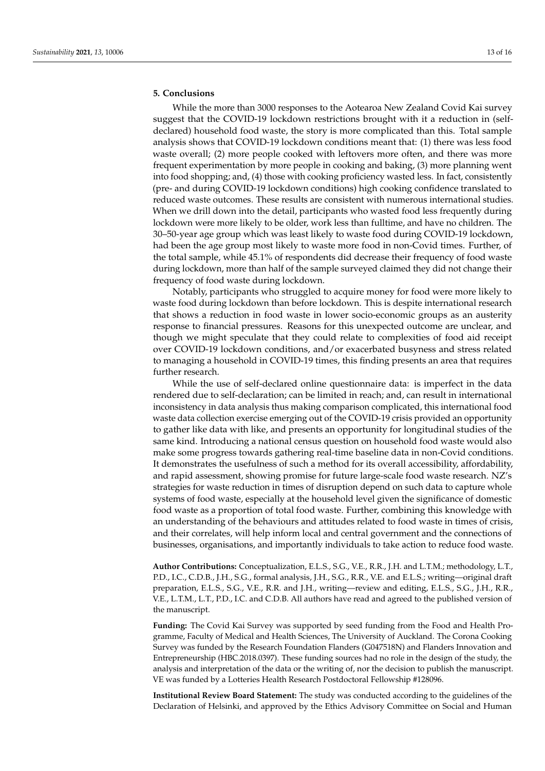## 5. Conclusions

While the more than 3000 responses to the Aotearoa New Zealand Covid Kai survey suggest that the COVID-19 lockdown restrictions brought with it a reduction in (self-declared) household food waste, the story is more complicated than this. Total sample analysis shows that COVID-19 lockdown conditions meant that: (1) there was less food waste overall; (2) more people cooked with leftovers more often, and there was more frequent experimentation by more people in cooking and baking, (3) more planning went into food shopping; and, (4) those with cooking proficiency wasted less. In fact, consistently (pre- and during COVID-19 lockdown conditions) high cooking confidence translated to reduced waste outcomes. These results are consistent with numerous international studies. When we drill down into the detail, participants who wasted food less frequently during lockdown were more likely to be older, work less than fulltime, and have no children. The 30–50-year age group which was least likely to waste food during COVID-19 lockdown, had been the age group most likely to waste more food in non-Covid times. Further, of the total sample, while 45.1% of respondents did decrease their frequency of food waste during lockdown, more than half of the sample surveyed claimed they did not change their frequency of food waste during lockdown.

Notably, participants who struggled to acquire money for food were more likely to waste food during lockdown than before lockdown. This is despite international research that shows a reduction in food waste in lower socio-economic groups as an austerity response to financial pressures. Reasons for this unexpected outcome are unclear, and though we might speculate that they could relate to complexities of food aid receipt over COVID-19 lockdown conditions, and/or exacerbated busyness and stress related to managing a household in COVID-19 times, this finding presents an area that requires further research.

While the use of self-declared online questionnaire data: is imperfect in the data rendered due to self-declaration; can be limited in reach; and, can result in international inconsistency in data analysis thus making comparison complicated, this international food waste data collection exercise emerging out of the COVID-19 crisis provided an opportunity to gather like data with like, and presents an opportunity for longitudinal studies of the same kind. Introducing a national census question on household food waste would also make some progress towards gathering real-time baseline data in non-Covid conditions. It demonstrates the usefulness of such a method for its overall accessibility, affordability, and rapid assessment, showing promise for future large-scale food waste research. NZ's strategies for waste reduction in times of disruption depend on such data to capture whole systems of food waste, especially at the household level given the significance of domestic food waste as a proportion of total food waste. Further, combining this knowledge with an understanding of the behaviours and attitudes related to food waste in times of crisis, and their correlates, will help inform local and central government and the connections of businesses, organisations, and importantly individuals to take action to reduce food waste.

**Author Contributions:** Conceptualization, E.L.S., S.G., V.E., R.R., J.H. and L.T.M.; methodology, L.T., P.D., I.C., C.D.B., J.H., S.G., formal analysis, J.H., S.G., R.R., V.E. and E.L.S.; writing—original draft preparation, E.L.S., S.G., V.E., R.R. and J.H., writing—review and editing, E.L.S., S.G., J.H., R.R., V.E., L.T.M., L.T., P.D., I.C. and C.D.B. All authors have read and agreed to the published version of the manuscript.

**Funding:** The Covid Kai Survey was supported by seed funding from the Food and Health Programme, Faculty of Medical and Health Sciences, The University of Auckland. The Corona Cooking Survey was funded by the Research Foundation Flanders (G047518N) and Flanders Innovation and Entrepreneurship (HBC.2018.0397). These funding sources had no role in the design of the study, the analysis and interpretation of the data or the writing of, nor the decision to publish the manuscript. VE was funded by a Lotteries Health Research Postdoctoral Fellowship #128096.

**Institutional Review Board Statement:** The study was conducted according to the guidelines of the Declaration of Helsinki, and approved by the Ethics Advisory Committee on Social and Human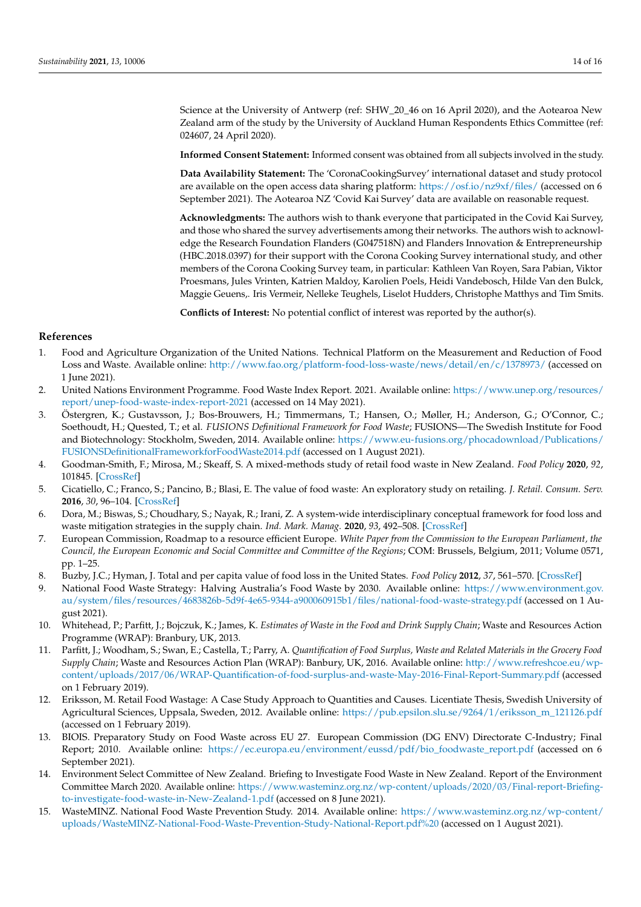Science at the University of Antwerp (ref: SHW_20_46 on 16 April 2020), and the Aotearoa New Zealand arm of the study by the University of Auckland Human Respondents Ethics Committee (ref: 024607, 24 April 2020).

**Informed Consent Statement:** Informed consent was obtained from all subjects involved in the study.

**Data Availability Statement:** The 'CoronaCookingSurvey' international dataset and study protocol are available on the open access data sharing platform: https://osf.io/nz9xf/files/ (accessed on 6 September 2021). The Aotearoa NZ 'Covid Kai Survey' data are available on reasonable request.

**Acknowledgments:** The authors wish to thank everyone that participated in the Covid Kai Survey, and those who shared the survey advertisements among their networks. The authors wish to acknowledge the Research Foundation Flanders (G047518N) and Flanders Innovation & Entrepreneurship (HBC.2018.0397) for their support with the Corona Cooking Survey international study, and other members of the Corona Cooking Survey team, in particular: Kathleen Van Royen, Sara Pabian, Viktor Proesmans, Jules Vrinten, Katrien Maldoy, Karolien Poels, Heidi Vandebosch, Hilde Van den Bulck, Maggie Geuens,. Iris Vermeir, Nelleke Teughels, Liselot Hudders, Christophe Matthys and Tim Smits.

**Conflicts of Interest:** No potential conflict of interest was reported by the author(s).

## References

1. Food and Agriculture Organization of the United Nations. Technical Platform on the Measurement and Reduction of Food Loss and Waste. Available online: http://www.fao.org/platform-food-loss-waste/news/detail/en/c/1378973/ (accessed on 1 June 2021).
2. United Nations Environment Programme. Food Waste Index Report. 2021. Available online: https://www.unep.org/resources/report/unep-food-waste-index-report-2021 (accessed on 14 May 2021).
3. Östergren, K.; Gustavsson, J.; Bos-Brouwers, H.; Timmermans, T.; Hansen, O.; Møller, H.; Anderson, G.; O'Connor, C.; Soethoudt, H.; Quested, T.; et al. *FUSIONS Definitional Framework for Food Waste*; FUSIONS—The Swedish Institute for Food and Biotechnology: Stockholm, Sweden, 2014. Available online: https://www.eu-fusions.org/phocadownload/Publications/FUSIONSDefinitionalFrameworkforFoodWaste2014.pdf (accessed on 1 August 2021).
4. Goodman-Smith, F.; Mirosa, M.; Skeaff, S. A mixed-methods study of retail food waste in New Zealand. *Food Policy* **2020**, *92*, 101845. [CrossRef]
5. Cicatiello, C.; Franco, S.; Pancino, B.; Blasi, E. The value of food waste: An exploratory study on retailing. *J. Retail. Consum. Serv.* **2016**, *30*, 96–104. [CrossRef]
6. Dora, M.; Biswas, S.; Choudhary, S.; Nayak, R.; Irani, Z. A system-wide interdisciplinary conceptual framework for food loss and waste mitigation strategies in the supply chain. *Ind. Mark. Manag.* **2020**, *93*, 492–508. [CrossRef]
7. European Commission, Roadmap to a resource efficient Europe. *White Paper from the Commission to the European Parliament, the Council, the European Economic and Social Committee and Committee of the Regions*; COM: Brussels, Belgium, 2011; Volume 0571, pp. 1–25.
8. Buzby, J.C.; Hyman, J. Total and per capita value of food loss in the United States. *Food Policy* **2012**, *37*, 561–570. [CrossRef]
9. National Food Waste Strategy: Halving Australia's Food Waste by 2030. Available online: https://www.environment.gov.au/system/files/resources/4683826b-5d9f-4e65-9344-a900060915b1/files/national-food-waste-strategy.pdf (accessed on 1 August 2021).
10. Whitehead, P.; Parfitt, J.; Bojczuk, K.; James, K. *Estimates of Waste in the Food and Drink Supply Chain*; Waste and Resources Action Programme (WRAP): Branbury, UK, 2013.
11. Parfitt, J.; Woodham, S.; Swan, E.; Castella, T.; Parry, A. *Quantification of Food Surplus, Waste and Related Materials in the Grocery Food Supply Chain*; Waste and Resources Action Plan (WRAP): Banbury, UK, 2016. Available online: http://www.refreshcoe.eu/wp-content/uploads/2017/06/WRAP-Quantification-of-food-surplus-and-waste-May-2016-Final-Report-Summary.pdf (accessed on 1 February 2019).
12. Eriksson, M. Retail Food Wastage: A Case Study Approach to Quantities and Causes. Licentiate Thesis, Swedish University of Agricultural Sciences, Uppsala, Sweden, 2012. Available online: https://pub.epsilon.slu.se/9264/1/eriksson_m_121126.pdf (accessed on 1 February 2019).
13. BIOIS. Preparatory Study on Food Waste across EU 27. European Commission (DG ENV) Directorate C-Industry; Final Report; 2010. Available online: https://ec.europa.eu/environment/eussd/pdf/bio_foodwaste_report.pdf (accessed on 6 September 2021).
14. Environment Select Committee of New Zealand. Briefing to Investigate Food Waste in New Zealand. Report of the Environment Committee March 2020. Available online: https://www.wasteminz.org.nz/wp-content/uploads/2020/03/Final-report-Briefing-to-investigate-food-waste-in-New-Zealand-1.pdf (accessed on 8 June 2021).
15. WasteMINZ. National Food Waste Prevention Study. 2014. Available online: https://www.wasteminz.org.nz/wp-content/uploads/WasteMINZ-National-Food-Waste-Prevention-Study-National-Report.pdf%20 (accessed on 1 August 2021).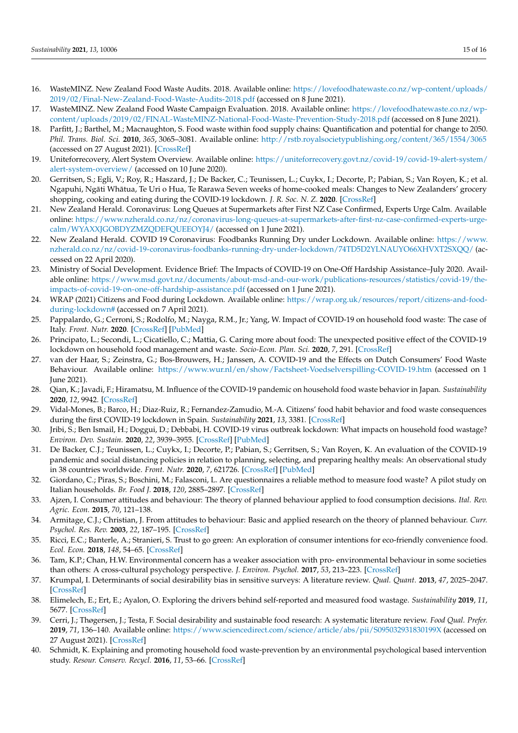16. WasteMINZ. New Zealand Food Waste Audits. 2018. Available online: https://lovefoodhatewaste.co.nz/wp-content/uploads/2019/02/Final-New-Zealand-Food-Waste-Audits-2018.pdf (accessed on 8 June 2021).
17. WasteMINZ. New Zealand Food Waste Campaign Evaluation. 2018. Available online: https://lovefoodhatewaste.co.nz/wp-content/uploads/2019/02/FINAL-WasteMINZ-National-Food-Waste-Prevention-Study-2018.pdf (accessed on 8 June 2021).
18. Parfitt, J.; Barthel, M.; Macnaughton, S. Food waste within food supply chains: Quantification and potential for change to 2050. *Phil. Trans. Biol. Sci.* **2010**, *365*, 3065–3081. Available online: http://rstb.royalsocietypublishing.org/content/365/1554/3065 (accessed on 27 August 2021). [CrossRef]
19. Uniteforrecovery, Alert System Overview. Available online: https://uniteforrecovery.govt.nz/covid-19/covid-19-alert-system/alert-system-overview/ (accessed on 10 June 2020).
20. Gerritsen, S.; Egli, V.; Roy, R.; Haszard, J.; De Backer, C.; Teunissen, L.; Cuykx, I.; Decorte, P.; Pabian, S.; Van Royen, K.; et al. Ngapuhi, Ngāti Whātua, Te Uri o Hua, Te Rarawa Seven weeks of home-cooked meals: Changes to New Zealanders' grocery shopping, cooking and eating during the COVID-19 lockdown. *J. R. Soc. N. Z.* **2020**. [CrossRef]
21. New Zealand Herald. Coronavirus: Long Queues at Supermarkets after First NZ Case Confirmed, Experts Urge Calm. Available online: https://www.nzherald.co.nz/nz/coronavirus-long-queues-at-supermarkets-after-first-nz-case-confirmed-experts-urge-calm/WYAXXJGOBDYZMZQDEFQUEEOYJ4/ (accessed on 1 June 2021).
22. New Zealand Herald. COVID 19 Coronavirus: Foodbanks Running Dry under Lockdown. Available online: https://www.nzherald.co.nz/nz/covid-19-coronavirus-foodbanks-running-dry-under-lockdown/74TD5D2YLNAUYO66XHVXT2SXQQ/ (accessed on 22 April 2020).
23. Ministry of Social Development. Evidence Brief: The Impacts of COVID-19 on One-Off Hardship Assistance–July 2020. Available online: https://www.msd.govt.nz/documents/about-msd-and-our-work/publications-resources/statistics/covid-19/the-impacts-of-covid-19-on-one-off-hardship-assistance.pdf (accessed on 1 June 2021).
24. WRAP (2021) Citizens and Food during Lockdown. Available online: https://wrap.org.uk/resources/report/citizens-and-food-during-lockdown# (accessed on 7 April 2021).
25. Pappalardo, G.; Cerroni, S.; Rodolfo, M.; Nayga, R.M., Jr.; Yang, W. Impact of COVID-19 on household food waste: The case of Italy. *Front. Nutr.* **2020**. [CrossRef] [PubMed]
26. Principato, L.; Secondi, L.; Cicatiello, C.; Mattia, G. Caring more about food: The unexpected positive effect of the COVID-19 lockdown on household food management and waste. *Socio-Econ. Plan. Sci.* **2020**, *7*, 291. [CrossRef]
27. van der Haar, S.; Zeinstra, G.; Bos-Brouwers, H.; Janssen, A. COVID-19 and the Effects on Dutch Consumers' Food Waste Behaviour. Available online: https://www.wur.nl/en/show/Factsheet-Voedselverspilling-COVID-19.htm (accessed on 1 June 2021).
28. Qian, K.; Javadi, F.; Hiramatsu, M. Influence of the COVID-19 pandemic on household food waste behavior in Japan. *Sustainability* **2020**, *12*, 9942. [CrossRef]
29. Vidal-Mones, B.; Barco, H.; Diaz-Ruiz, R.; Fernandez-Zamudio, M.-A. Citizens' food habit behavior and food waste consequences during the first COVID-19 lockdown in Spain. *Sustainability* **2021**, *13*, 3381. [CrossRef]
30. Jribi, S.; Ben Ismail, H.; Doggui, D.; Debbabi, H. COVID-19 virus outbreak lockdown: What impacts on household food wastage? *Environ. Dev. Sustain.* **2020**, *22*, 3939–3955. [CrossRef] [PubMed]
31. De Backer, C.J.; Teunissen, L.; Cuykx, I.; Decorte, P.; Pabian, S.; Gerritsen, S.; Van Royen, K. An evaluation of the COVID-19 pandemic and social distancing policies in relation to planning, selecting, and preparing healthy meals: An observational study in 38 countries worldwide. *Front. Nutr.* **2020**, *7*, 621726. [CrossRef] [PubMed]
32. Giordano, C.; Piras, S.; Boschini, M.; Falasconi, L. Are questionnaires a reliable method to measure food waste? A pilot study on Italian households. *Br. Food J.* **2018**, *120*, 2885–2897. [CrossRef]
33. Ajzen, I. Consumer attitudes and behaviour: The theory of planned behaviour applied to food consumption decisions. *Ital. Rev. Agric. Econ.* **2015**, *70*, 121–138.
34. Armitage, C.J.; Christian, J. From attitudes to behaviour: Basic and applied research on the theory of planned behaviour. *Curr. Psychol. Res. Rev.* **2003**, *22*, 187–195. [CrossRef]
35. Ricci, E.C.; Banterle, A.; Stranieri, S. Trust to go green: An exploration of consumer intentions for eco-friendly convenience food. *Ecol. Econ.* **2018**, *148*, 54–65. [CrossRef]
36. Tam, K.P.; Chan, H.W. Environmental concern has a weaker association with pro- environmental behaviour in some societies than others: A cross-cultural psychology perspective. *J. Environ. Psychol.* **2017**, *53*, 213–223. [CrossRef]
37. Krumpal, I. Determinants of social desirability bias in sensitive surveys: A literature review. *Qual. Quant.* **2013**, *47*, 2025–2047. [CrossRef]
38. Elimelech, E.; Ert, E.; Ayalon, O. Exploring the drivers behind self-reported and measured food wastage. *Sustainability* **2019**, *11*, 5677. [CrossRef]
39. Cerri, J.; Thøgersen, J.; Testa, F. Social desirability and sustainable food research: A systematic literature review. *Food Qual. Prefer.* **2019**, *71*, 136–140. Available online: https://www.sciencedirect.com/science/article/abs/pii/S095032931830199X (accessed on 27 August 2021). [CrossRef]
40. Schmidt, K. Explaining and promoting household food waste-prevention by an environmental psychological based intervention study. *Resour. Conserv. Recycl.* **2016**, *11*, 53–66. [CrossRef]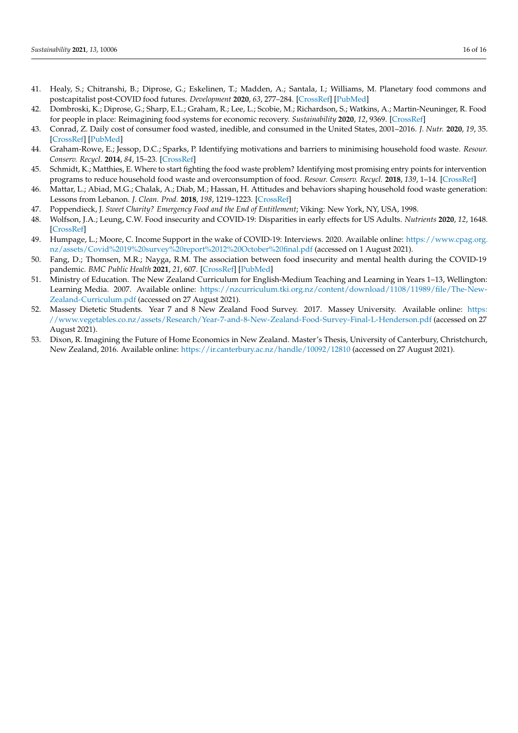41. Healy, S.; Chitranshi, B.; Diprose, G.; Eskelinen, T.; Madden, A.; Santala, I.; Williams, M. Planetary food commons and postcapitalist post-COVID food futures. *Development* **2020**, *63*, 277–284. [CrossRef] [PubMed]
42. Dombroski, K.; Diprose, G.; Sharp, E.L.; Graham, R.; Lee, L.; Scobie, M.; Richardson, S.; Watkins, A.; Martin-Neuninger, R. Food for people in place: Reimagining food systems for economic recovery. *Sustainability* **2020**, *12*, 9369. [CrossRef]
43. Conrad, Z. Daily cost of consumer food wasted, inedible, and consumed in the United States, 2001–2016. *J. Nutr.* **2020**, *19*, 35. [CrossRef] [PubMed]
44. Graham-Rowe, E.; Jessop, D.C.; Sparks, P. Identifying motivations and barriers to minimising household food waste. *Resour. Conserv. Recycl.* **2014**, *84*, 15–23. [CrossRef]
45. Schmidt, K.; Matthies, E. Where to start fighting the food waste problem? Identifying most promising entry points for intervention programs to reduce household food waste and overconsumption of food. *Resour. Conserv. Recycl.* **2018**, *139*, 1–14. [CrossRef]
46. Mattar, L.; Abiad, M.G.; Chalak, A.; Diab, M.; Hassan, H. Attitudes and behaviors shaping household food waste generation: Lessons from Lebanon. *J. Clean. Prod.* **2018**, *198*, 1219–1223. [CrossRef]
47. Poppendieck, J. *Sweet Charity? Emergency Food and the End of Entitlement*; Viking: New York, NY, USA, 1998.
48. Wolfson, J.A.; Leung, C.W. Food insecurity and COVID-19: Disparities in early effects for US Adults. *Nutrients* **2020**, *12*, 1648. [CrossRef]
49. Humpage, L.; Moore, C. Income Support in the wake of COVID-19: Interviews. 2020. Available online: https://www.cpag.org.nz/assets/Covid%2019%20survey%20report%2012%20October%20final.pdf (accessed on 1 August 2021).
50. Fang, D.; Thomsen, M.R.; Nayga, R.M. The association between food insecurity and mental health during the COVID-19 pandemic. *BMC Public Health* **2021**, *21*, 607. [CrossRef] [PubMed]
51. Ministry of Education. The New Zealand Curriculum for English-Medium Teaching and Learning in Years 1–13, Wellington: Learning Media. 2007. Available online: https://nzcurriculum.tki.org.nz/content/download/1108/11989/file/The-New-Zealand-Curriculum.pdf (accessed on 27 August 2021).
52. Massey Dietetic Students. Year 7 and 8 New Zealand Food Survey. 2017. Massey University. Available online: https://www.vegetables.co.nz/assets/Research/Year-7-and-8-New-Zealand-Food-Survey-Final-L-Henderson.pdf (accessed on 27 August 2021).
53. Dixon, R. Imagining the Future of Home Economics in New Zealand. Master's Thesis, University of Canterbury, Christchurch, New Zealand, 2016. Available online: https://ir.canterbury.ac.nz/handle/10092/12810 (accessed on 27 August 2021).